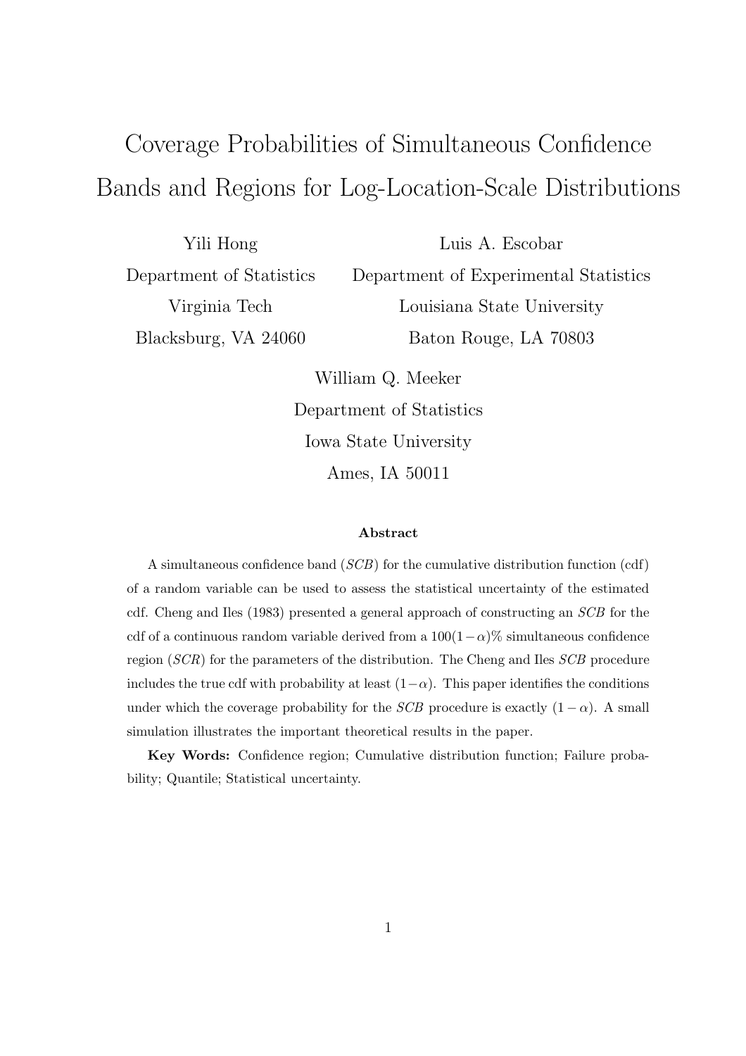# Coverage Probabilities of Simultaneous Confidence Bands and Regions for Log-Location-Scale Distributions

Yili Hong
Department of Statistics
Virginia Tech
Blacksburg, VA 24060

Luis A. Escobar
Department of Experimental Statistics
Louisiana State University
Baton Rouge, LA 70803

William Q. Meeker
Department of Statistics
Iowa State University
Ames, IA 50011

### Abstract

A simultaneous confidence band (*SCB*) for the cumulative distribution function (cdf) of a random variable can be used to assess the statistical uncertainty of the estimated cdf. Cheng and Iles (1983) presented a general approach of constructing an *SCB* for the cdf of a continuous random variable derived from a $100(1-\alpha)\%$ simultaneous confidence region (*SCR*) for the parameters of the distribution. The Cheng and Iles *SCB* procedure includes the true cdf with probability at least $(1-\alpha)$. This paper identifies the conditions under which the coverage probability for the *SCB* procedure is exactly $(1-\alpha)$. A small simulation illustrates the important theoretical results in the paper.

**Key Words:** Confidence region; Cumulative distribution function; Failure probability; Quantile; Statistical uncertainty.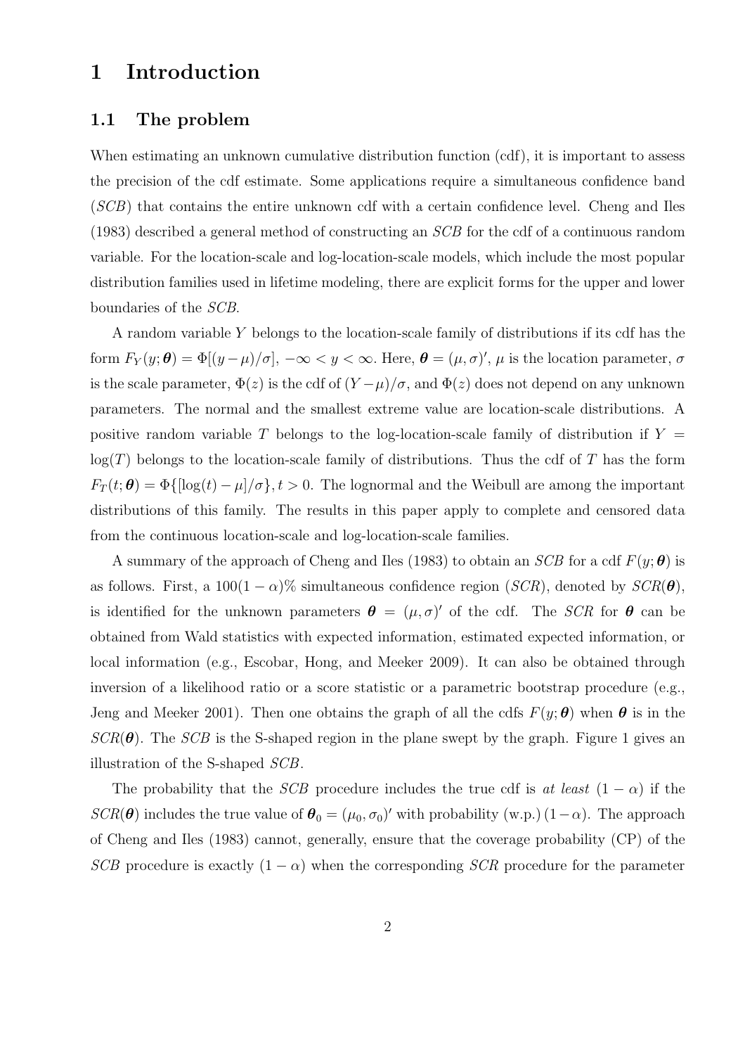# 1 Introduction

## 1.1 The problem

When estimating an unknown cumulative distribution function (cdf), it is important to assess the precision of the cdf estimate. Some applications require a simultaneous confidence band (*SCB*) that contains the entire unknown cdf with a certain confidence level. Cheng and Iles (1983) described a general method of constructing an *SCB* for the cdf of a continuous random variable. For the location-scale and log-location-scale models, which include the most popular distribution families used in lifetime modeling, there are explicit forms for the upper and lower boundaries of the *SCB*.

A random variable $Y$ belongs to the location-scale family of distributions if its cdf has the form $F_Y(y; \boldsymbol{\theta}) = \Phi[(y-\mu)/\sigma]$, $-\infty < y < \infty$. Here, $\boldsymbol{\theta} = (\mu, \sigma)'$, $\mu$ is the location parameter, $\sigma$ is the scale parameter, $\Phi(z)$ is the cdf of $(Y-\mu)/\sigma$, and $\Phi(z)$ does not depend on any unknown parameters. The normal and the smallest extreme value are location-scale distributions. A positive random variable $T$ belongs to the log-location-scale family of distribution if $Y = \log(T)$ belongs to the location-scale family of distributions. Thus the cdf of $T$ has the form $F_T(t; \boldsymbol{\theta}) = \Phi\{[\log(t) - \mu]/\sigma\}, t > 0$. The lognormal and the Weibull are among the important distributions of this family. The results in this paper apply to complete and censored data from the continuous location-scale and log-location-scale families.

A summary of the approach of Cheng and Iles (1983) to obtain an *SCB* for a cdf $F(y; \boldsymbol{\theta})$ is as follows. First, a $100(1-\alpha)\%$ simultaneous confidence region (*SCR*), denoted by $SCR(\boldsymbol{\theta})$, is identified for the unknown parameters $\boldsymbol{\theta} = (\mu, \sigma)'$ of the cdf. The *SCR* for $\boldsymbol{\theta}$ can be obtained from Wald statistics with expected information, estimated expected information, or local information (e.g., Escobar, Hong, and Meeker 2009). It can also be obtained through inversion of a likelihood ratio or a score statistic or a parametric bootstrap procedure (e.g., Jeng and Meeker 2001). Then one obtains the graph of all the cdfs $F(y; \boldsymbol{\theta})$ when $\boldsymbol{\theta}$ is in the $SCR(\boldsymbol{\theta})$. The *SCB* is the S-shaped region in the plane swept by the graph. Figure 1 gives an illustration of the S-shaped *SCB*.

The probability that the *SCB* procedure includes the true cdf is *at least* $(1-\alpha)$ if the $SCR(\boldsymbol{\theta})$ includes the true value of $\boldsymbol{\theta}_0 = (\mu_0, \sigma_0)'$ with probability (w.p.) $(1-\alpha)$. The approach of Cheng and Iles (1983) cannot, generally, ensure that the coverage probability (CP) of the *SCB* procedure is exactly $(1-\alpha)$ when the corresponding *SCR* procedure for the parameter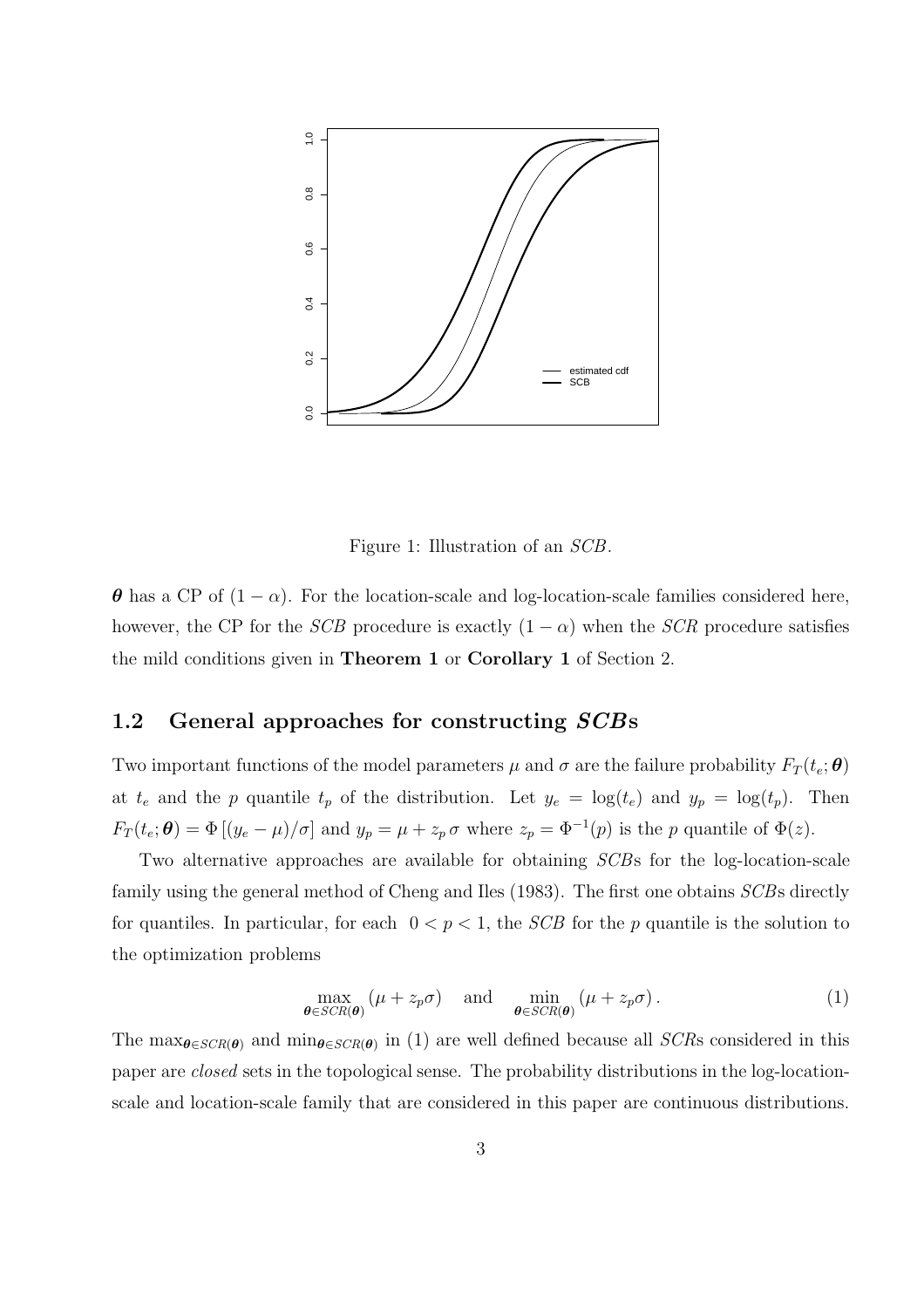Figure 1: Illustration of an *SCB*.

$\boldsymbol{\theta}$ has a CP of $(1-\alpha)$. For the location-scale and log-location-scale families considered here, however, the CP for the *SCB* procedure is exactly $(1-\alpha)$ when the *SCR* procedure satisfies the mild conditions given in **Theorem 1** or **Corollary 1** of Section 2.

## 1.2 General approaches for constructing *SCB*s

Two important functions of the model parameters $\mu$ and $\sigma$ are the failure probability $F_T(t_e;\boldsymbol{\theta})$ at $t_e$ and the $p$ quantile $t_p$ of the distribution. Let $y_e = \log(t_e)$ and $y_p = \log(t_p)$. Then $F_T(t_e;\boldsymbol{\theta}) = \Phi\left[(y_e-\mu)/\sigma\right]$ and $y_p = \mu + z_p\,\sigma$ where $z_p = \Phi^{-1}(p)$ is the $p$ quantile of $\Phi(z)$.

Two alternative approaches are available for obtaining *SCB*s for the log-location-scale family using the general method of Cheng and Iles (1983). The first one obtains *SCB*s directly for quantiles. In particular, for each $0 < p < 1$, the *SCB* for the $p$ quantile is the solution to the optimization problems

$$\max_{\boldsymbol{\theta}\in SCR(\boldsymbol{\theta})}(\mu + z_p\sigma) \quad \text{and} \quad \min_{\boldsymbol{\theta}\in SCR(\boldsymbol{\theta})}(\mu + z_p\sigma)\,. \tag{1}$$

The $\max_{\boldsymbol{\theta}\in SCR(\boldsymbol{\theta})}$ and $\min_{\boldsymbol{\theta}\in SCR(\boldsymbol{\theta})}$ in (1) are well defined because all *SCR*s considered in this paper are *closed* sets in the topological sense. The probability distributions in the log-location-scale and location-scale family that are considered in this paper are continuous distributions.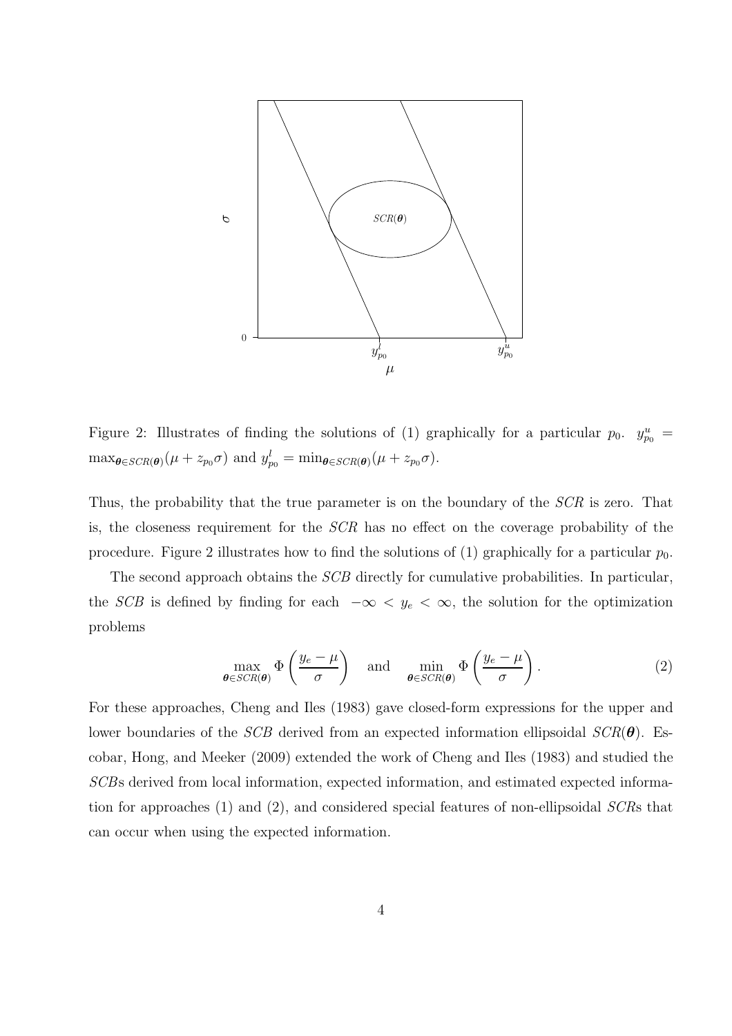Figure 2: Illustrates of finding the solutions of (1) graphically for a particular $p_0$. $y^u_{p_0} = \max_{\boldsymbol{\theta} \in SCR(\boldsymbol{\theta})}(\mu + z_{p_0}\sigma)$ and $y^l_{p_0} = \min_{\boldsymbol{\theta} \in SCR(\boldsymbol{\theta})}(\mu + z_{p_0}\sigma)$.

Thus, the probability that the true parameter is on the boundary of the *SCR* is zero. That is, the closeness requirement for the *SCR* has no effect on the coverage probability of the procedure. Figure 2 illustrates how to find the solutions of (1) graphically for a particular $p_0$.

The second approach obtains the *SCB* directly for cumulative probabilities. In particular, the *SCB* is defined by finding for each $-\infty < y_e < \infty$, the solution for the optimization problems

$$\max_{\boldsymbol{\theta} \in SCR(\boldsymbol{\theta})} \Phi\left(\frac{y_e - \mu}{\sigma}\right) \quad \text{and} \quad \min_{\boldsymbol{\theta} \in SCR(\boldsymbol{\theta})} \Phi\left(\frac{y_e - \mu}{\sigma}\right). \tag{2}$$

For these approaches, Cheng and Iles (1983) gave closed-form expressions for the upper and lower boundaries of the *SCB* derived from an expected information ellipsoidal $SCR(\boldsymbol{\theta})$. Escobar, Hong, and Meeker (2009) extended the work of Cheng and Iles (1983) and studied the *SCB*s derived from local information, expected information, and estimated expected information for approaches (1) and (2), and considered special features of non-ellipsoidal *SCR*s that can occur when using the expected information.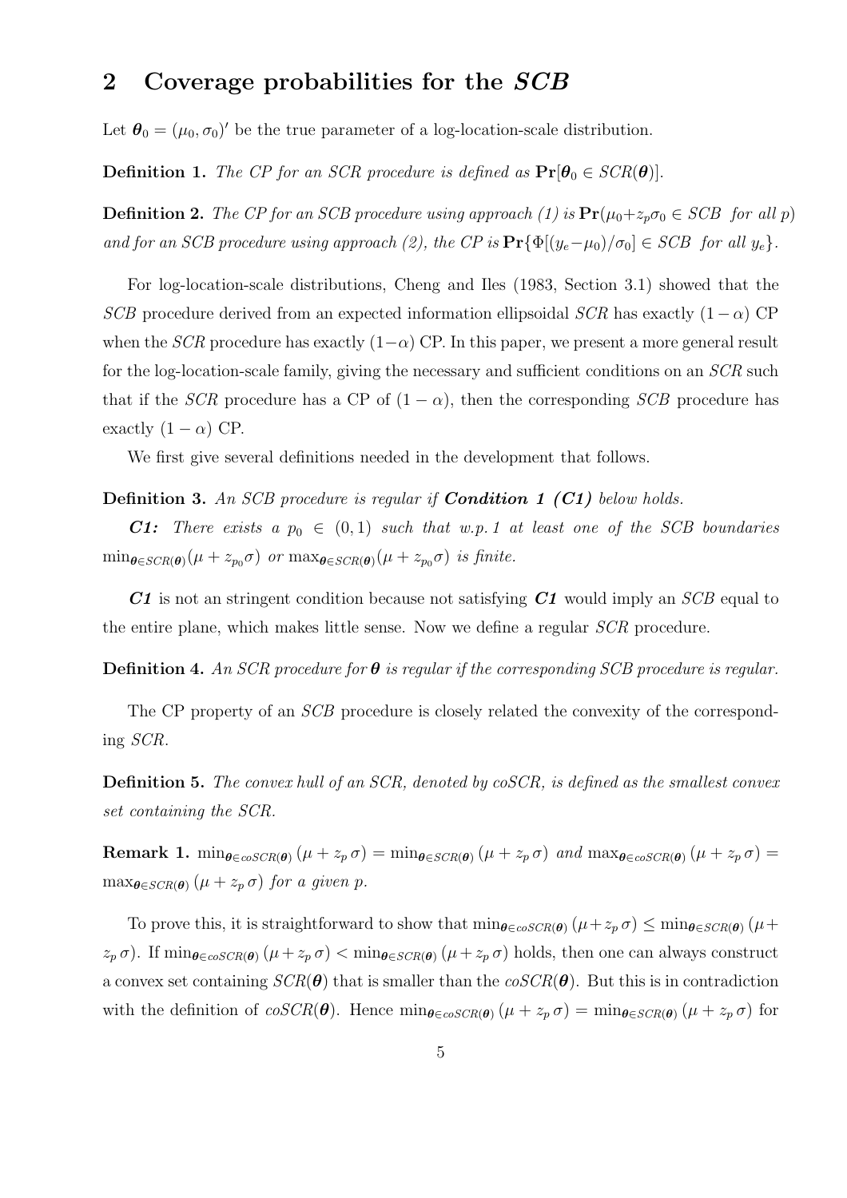## 2 Coverage probabilities for the *SCB*

Let $\boldsymbol{\theta}_0 = (\mu_0, \sigma_0)'$ be the true parameter of a log-location-scale distribution.

**Definition 1.** *The CP for an SCR procedure is defined as* $\mathbf{Pr}[\boldsymbol{\theta}_0 \in SCR(\boldsymbol{\theta})]$.

**Definition 2.** *The CP for an SCB procedure using approach (1) is* $\mathbf{Pr}(\mu_0 + z_p\sigma_0 \in SCB \;\; for\ all\ p)$ *and for an SCB procedure using approach (2), the CP is* $\mathbf{Pr}\{\Phi[(y_e - \mu_0)/\sigma_0] \in SCB \;\; for\ all\ y_e\}$.

For log-location-scale distributions, Cheng and Iles (1983, Section 3.1) showed that the *SCB* procedure derived from an expected information ellipsoidal *SCR* has exactly $(1-\alpha)$ CP when the *SCR* procedure has exactly $(1-\alpha)$ CP. In this paper, we present a more general result for the log-location-scale family, giving the necessary and sufficient conditions on an *SCR* such that if the *SCR* procedure has a CP of $(1-\alpha)$, then the corresponding *SCB* procedure has exactly $(1-\alpha)$ CP.

We first give several definitions needed in the development that follows.

**Definition 3.** *An SCB procedure is regular if* ***Condition 1 (C1)*** *below holds.*

***C1:*** *There exists a* $p_0 \in (0, 1)$ *such that w.p. 1 at least one of the SCB boundaries* $\min_{\boldsymbol{\theta} \in SCR(\boldsymbol{\theta})}(\mu + z_{p_0}\sigma)$ *or* $\max_{\boldsymbol{\theta} \in SCR(\boldsymbol{\theta})}(\mu + z_{p_0}\sigma)$ *is finite.*

***C1*** is not an stringent condition because not satisfying ***C1*** would imply an *SCB* equal to the entire plane, which makes little sense. Now we define a regular *SCR* procedure.

**Definition 4.** *An SCR procedure for* $\boldsymbol{\theta}$ *is regular if the corresponding SCB procedure is regular.*

The CP property of an *SCB* procedure is closely related the convexity of the corresponding *SCR*.

**Definition 5.** *The convex hull of an SCR, denoted by coSCR, is defined as the smallest convex set containing the SCR.*

**Remark 1.** $\min_{\boldsymbol{\theta} \in coSCR(\boldsymbol{\theta})} (\mu + z_p\, \sigma) = \min_{\boldsymbol{\theta} \in SCR(\boldsymbol{\theta})} (\mu + z_p\, \sigma)$ *and* $\max_{\boldsymbol{\theta} \in coSCR(\boldsymbol{\theta})} (\mu + z_p\, \sigma) = \max_{\boldsymbol{\theta} \in SCR(\boldsymbol{\theta})} (\mu + z_p\, \sigma)$ *for a given p.*

To prove this, it is straightforward to show that $\min_{\boldsymbol{\theta} \in coSCR(\boldsymbol{\theta})} (\mu + z_p\, \sigma) \leq \min_{\boldsymbol{\theta} \in SCR(\boldsymbol{\theta})} (\mu + z_p\, \sigma)$. If $\min_{\boldsymbol{\theta} \in coSCR(\boldsymbol{\theta})} (\mu + z_p\, \sigma) < \min_{\boldsymbol{\theta} \in SCR(\boldsymbol{\theta})} (\mu + z_p\, \sigma)$ holds, then one can always construct a convex set containing $SCR(\boldsymbol{\theta})$ that is smaller than the $coSCR(\boldsymbol{\theta})$. But this is in contradiction with the definition of $coSCR(\boldsymbol{\theta})$. Hence $\min_{\boldsymbol{\theta} \in coSCR(\boldsymbol{\theta})} (\mu + z_p\, \sigma) = \min_{\boldsymbol{\theta} \in SCR(\boldsymbol{\theta})} (\mu + z_p\, \sigma)$ for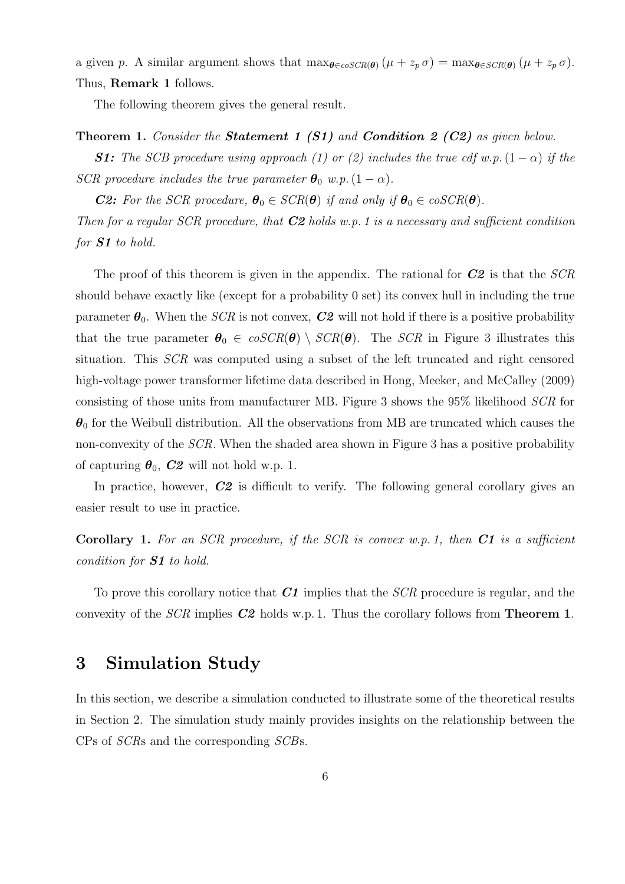a given $p$. A similar argument shows that $\max_{\boldsymbol{\theta} \in coSCR(\boldsymbol{\theta})} (\mu + z_p \sigma) = \max_{\boldsymbol{\theta} \in SCR(\boldsymbol{\theta})} (\mu + z_p \sigma)$. Thus, **Remark 1** follows.

The following theorem gives the general result.

**Theorem 1.** *Consider the* ***Statement 1 (S1)*** *and* ***Condition 2 (C2)*** *as given below.*

***S1:*** *The SCB procedure using approach (1) or (2) includes the true cdf w.p.* $(1 - \alpha)$ *if the SCR procedure includes the true parameter* $\boldsymbol{\theta}_0$ *w.p.* $(1 - \alpha)$.

***C2:*** *For the SCR procedure,* $\boldsymbol{\theta}_0 \in SCR(\boldsymbol{\theta})$ *if and only if* $\boldsymbol{\theta}_0 \in coSCR(\boldsymbol{\theta})$.

*Then for a regular SCR procedure, that* ***C2*** *holds w.p. 1 is a necessary and sufficient condition for* ***S1*** *to hold.*

The proof of this theorem is given in the appendix. The rational for ***C2*** is that the *SCR* should behave exactly like (except for a probability 0 set) its convex hull in including the true parameter $\boldsymbol{\theta}_0$. When the *SCR* is not convex, ***C2*** will not hold if there is a positive probability that the true parameter $\boldsymbol{\theta}_0 \in coSCR(\boldsymbol{\theta}) \setminus SCR(\boldsymbol{\theta})$. The *SCR* in Figure 3 illustrates this situation. This *SCR* was computed using a subset of the left truncated and right censored high-voltage power transformer lifetime data described in Hong, Meeker, and McCalley (2009) consisting of those units from manufacturer MB. Figure 3 shows the 95% likelihood *SCR* for $\boldsymbol{\theta}_0$ for the Weibull distribution. All the observations from MB are truncated which causes the non-convexity of the *SCR*. When the shaded area shown in Figure 3 has a positive probability of capturing $\boldsymbol{\theta}_0$, ***C2*** will not hold w.p. 1.

In practice, however, ***C2*** is difficult to verify. The following general corollary gives an easier result to use in practice.

**Corollary 1.** *For an SCR procedure, if the SCR is convex w.p. 1, then* ***C1*** *is a sufficient condition for* ***S1*** *to hold.*

To prove this corollary notice that ***C1*** implies that the *SCR* procedure is regular, and the convexity of the *SCR* implies ***C2*** holds w.p. 1. Thus the corollary follows from **Theorem 1**.

## 3 Simulation Study

In this section, we describe a simulation conducted to illustrate some of the theoretical results in Section 2. The simulation study mainly provides insights on the relationship between the CPs of *SCR*s and the corresponding *SCB*s.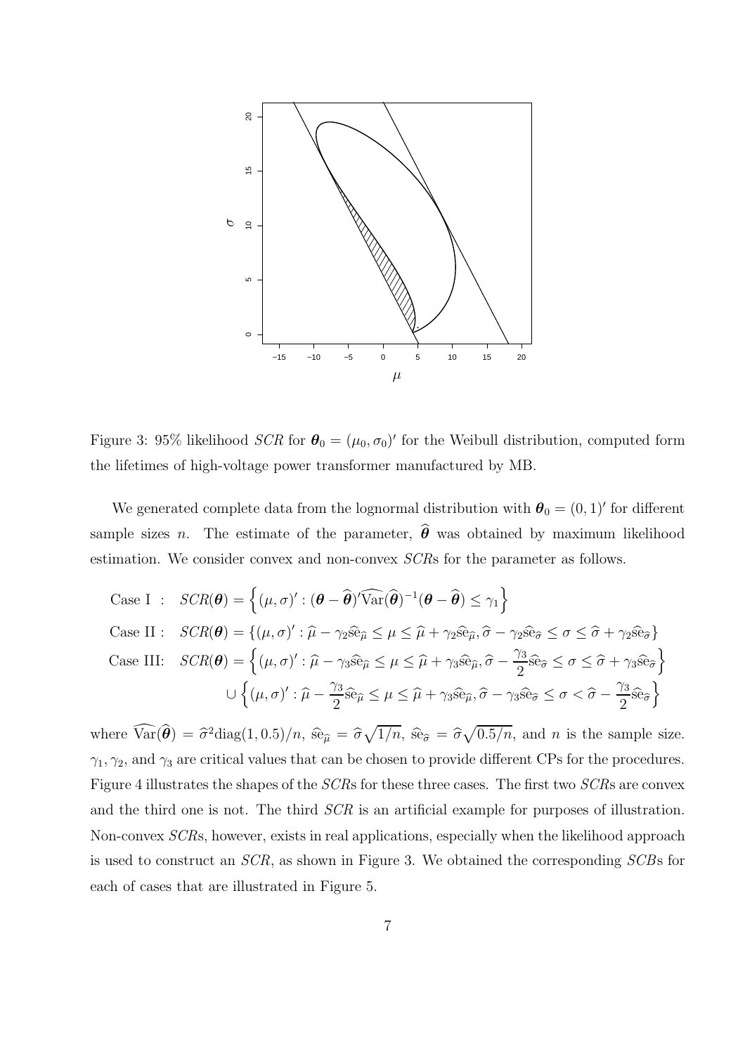Figure 3: 95% likelihood *SCR* for $\boldsymbol{\theta}_0 = (\mu_0, \sigma_0)'$ for the Weibull distribution, computed form the lifetimes of high-voltage power transformer manufactured by MB.

We generated complete data from the lognormal distribution with $\boldsymbol{\theta}_0 = (0, 1)'$ for different sample sizes $n$. The estimate of the parameter, $\widehat{\boldsymbol{\theta}}$ was obtained by maximum likelihood estimation. We consider convex and non-convex *SCR*s for the parameter as follows.

$$
\begin{aligned}
\text{Case I :} \quad & SCR(\boldsymbol{\theta}) = \left\{ (\mu, \sigma)' : (\boldsymbol{\theta} - \widehat{\boldsymbol{\theta}})' \widehat{\text{Var}}(\widehat{\boldsymbol{\theta}})^{-1} (\boldsymbol{\theta} - \widehat{\boldsymbol{\theta}}) \leq \gamma_1 \right\} \\
\text{Case II :} \quad & SCR(\boldsymbol{\theta}) = \left\{ (\mu, \sigma)' : \widehat{\mu} - \gamma_2 \widehat{\text{se}}_{\widehat{\mu}} \leq \mu \leq \widehat{\mu} + \gamma_2 \widehat{\text{se}}_{\widehat{\mu}}, \widehat{\sigma} - \gamma_2 \widehat{\text{se}}_{\widehat{\sigma}} \leq \sigma \leq \widehat{\sigma} + \gamma_2 \widehat{\text{se}}_{\widehat{\sigma}} \right\} \\
\text{Case III:} \quad & SCR(\boldsymbol{\theta}) = \left\{ (\mu, \sigma)' : \widehat{\mu} - \gamma_3 \widehat{\text{se}}_{\widehat{\mu}} \leq \mu \leq \widehat{\mu} + \gamma_3 \widehat{\text{se}}_{\widehat{\mu}}, \widehat{\sigma} - \frac{\gamma_3}{2} \widehat{\text{se}}_{\widehat{\sigma}} \leq \sigma \leq \widehat{\sigma} + \gamma_3 \widehat{\text{se}}_{\widehat{\sigma}} \right\} \\
& \cup \left\{ (\mu, \sigma)' : \widehat{\mu} - \frac{\gamma_3}{2} \widehat{\text{se}}_{\widehat{\mu}} \leq \mu \leq \widehat{\mu} + \gamma_3 \widehat{\text{se}}_{\widehat{\mu}}, \widehat{\sigma} - \gamma_3 \widehat{\text{se}}_{\widehat{\sigma}} \leq \sigma < \widehat{\sigma} - \frac{\gamma_3}{2} \widehat{\text{se}}_{\widehat{\sigma}} \right\}
\end{aligned}
$$

where $\widehat{\text{Var}}(\widehat{\boldsymbol{\theta}}) = \widehat{\sigma}^2 \text{diag}(1, 0.5)/n$, $\widehat{\text{se}}_{\widehat{\mu}} = \widehat{\sigma}\sqrt{1/n}$, $\widehat{\text{se}}_{\widehat{\sigma}} = \widehat{\sigma}\sqrt{0.5/n}$, and $n$ is the sample size. $\gamma_1, \gamma_2$, and $\gamma_3$ are critical values that can be chosen to provide different CPs for the procedures. Figure 4 illustrates the shapes of the *SCR*s for these three cases. The first two *SCR*s are convex and the third one is not. The third *SCR* is an artificial example for purposes of illustration. Non-convex *SCR*s, however, exists in real applications, especially when the likelihood approach is used to construct an *SCR*, as shown in Figure 3. We obtained the corresponding *SCB*s for each of cases that are illustrated in Figure 5.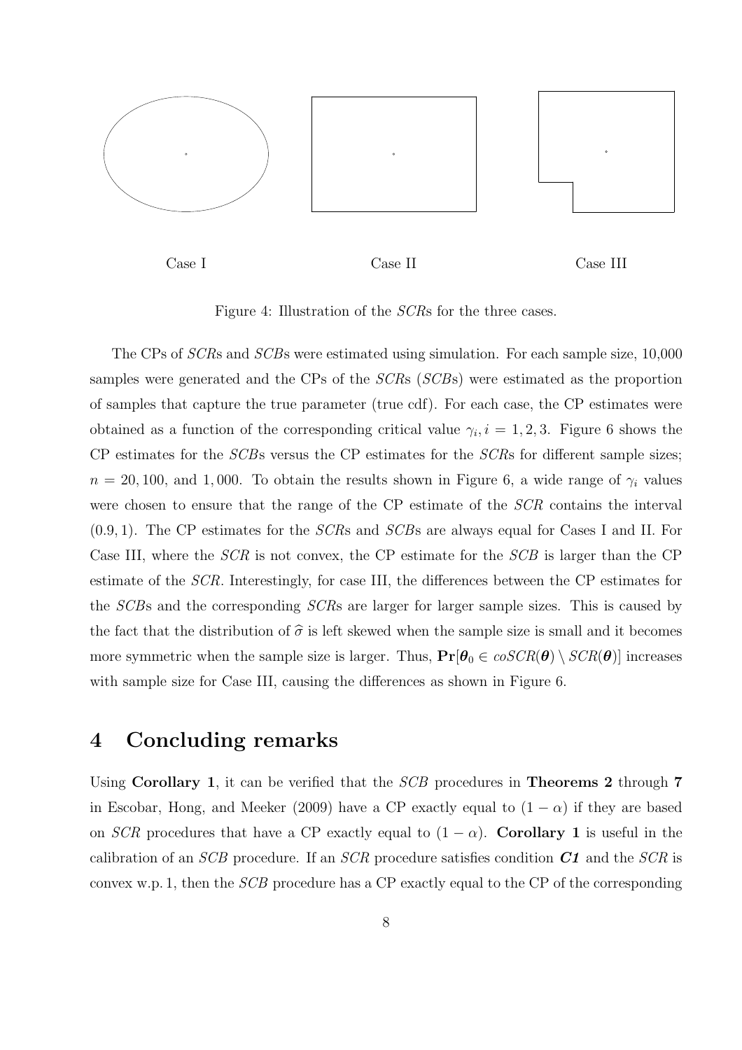Case I Case II Case III

Figure 4: Illustration of the *SCR*s for the three cases.

The CPs of *SCR*s and *SCB*s were estimated using simulation. For each sample size, 10,000 samples were generated and the CPs of the *SCR*s (*SCB*s) were estimated as the proportion of samples that capture the true parameter (true cdf). For each case, the CP estimates were obtained as a function of the corresponding critical value $\gamma_i, i = 1, 2, 3$. Figure 6 shows the CP estimates for the *SCB*s versus the CP estimates for the *SCR*s for different sample sizes; $n = 20, 100$, and $1,000$. To obtain the results shown in Figure 6, a wide range of $\gamma_i$ values were chosen to ensure that the range of the CP estimate of the *SCR* contains the interval $(0.9, 1)$. The CP estimates for the *SCR*s and *SCB*s are always equal for Cases I and II. For Case III, where the *SCR* is not convex, the CP estimate for the *SCB* is larger than the CP estimate of the *SCR*. Interestingly, for case III, the differences between the CP estimates for the *SCB*s and the corresponding *SCR*s are larger for larger sample sizes. This is caused by the fact that the distribution of $\widehat{\sigma}$ is left skewed when the sample size is small and it becomes more symmetric when the sample size is larger. Thus, $\mathbf{Pr}[\boldsymbol{\theta}_0 \in coSCR(\boldsymbol{\theta}) \setminus SCR(\boldsymbol{\theta})]$ increases with sample size for Case III, causing the differences as shown in Figure 6.

# 4 Concluding remarks

Using **Corollary 1**, it can be verified that the *SCB* procedures in **Theorems 2** through **7** in Escobar, Hong, and Meeker (2009) have a CP exactly equal to $(1 - \alpha)$ if they are based on *SCR* procedures that have a CP exactly equal to $(1 - \alpha)$. **Corollary 1** is useful in the calibration of an *SCB* procedure. If an *SCR* procedure satisfies condition ***C1*** and the *SCR* is convex w.p. 1, then the *SCB* procedure has a CP exactly equal to the CP of the corresponding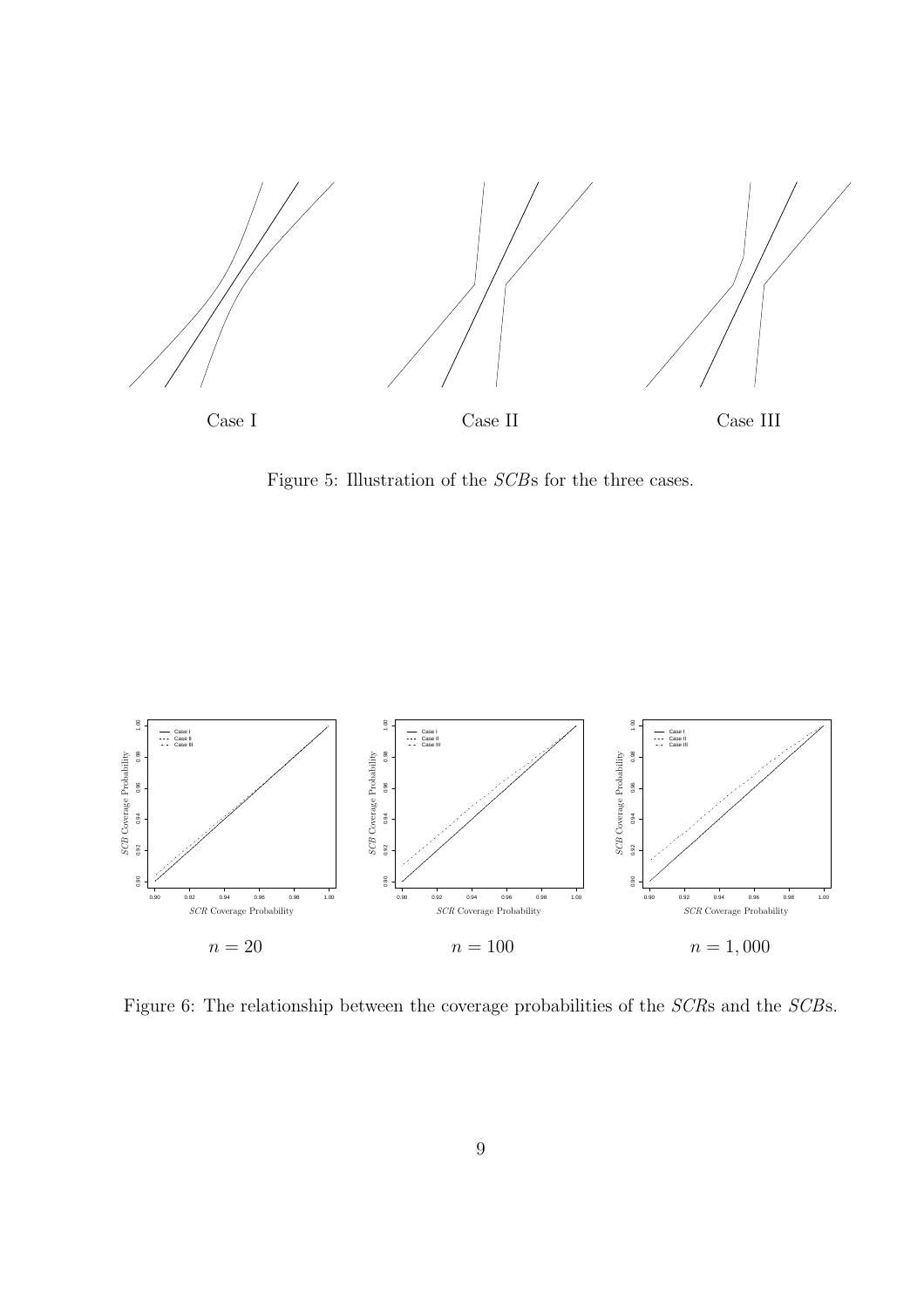Case I Case II Case III

Figure 5: Illustration of the *SCB*s for the three cases.

$n = 20$ $n = 100$ $n = 1,000$

Figure 6: The relationship between the coverage probabilities of the *SCR*s and the *SCB*s.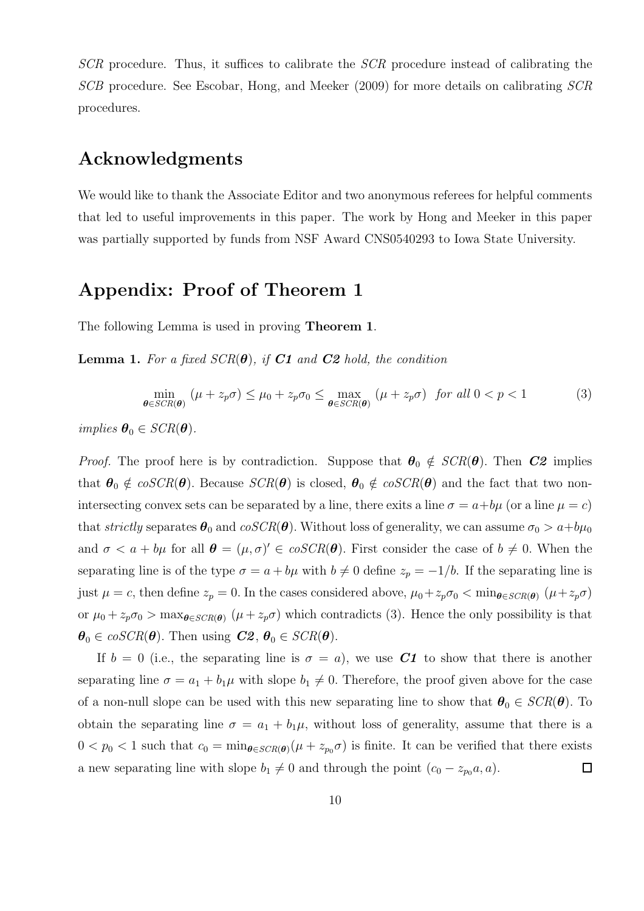*SCR* procedure. Thus, it suffices to calibrate the *SCR* procedure instead of calibrating the *SCB* procedure. See Escobar, Hong, and Meeker (2009) for more details on calibrating *SCR* procedures.

## Acknowledgments

We would like to thank the Associate Editor and two anonymous referees for helpful comments that led to useful improvements in this paper. The work by Hong and Meeker in this paper was partially supported by funds from NSF Award CNS0540293 to Iowa State University.

## Appendix: Proof of Theorem 1

The following Lemma is used in proving **Theorem 1**.

**Lemma 1.** *For a fixed $SCR(\boldsymbol{\theta})$, if **C1** and **C2** hold, the condition*

$$\min_{\boldsymbol{\theta} \in SCR(\boldsymbol{\theta})} (\mu + z_p \sigma) \leq \mu_0 + z_p \sigma_0 \leq \max_{\boldsymbol{\theta} \in SCR(\boldsymbol{\theta})} (\mu + z_p \sigma) \quad \text{for all } 0 < p < 1 \tag{3}$$

*implies $\boldsymbol{\theta}_0 \in SCR(\boldsymbol{\theta})$.*

*Proof.* The proof here is by contradiction. Suppose that $\boldsymbol{\theta}_0 \notin SCR(\boldsymbol{\theta})$. Then ***C2*** implies that $\boldsymbol{\theta}_0 \notin coSCR(\boldsymbol{\theta})$. Because $SCR(\boldsymbol{\theta})$ is closed, $\boldsymbol{\theta}_0 \notin coSCR(\boldsymbol{\theta})$ and the fact that two non-intersecting convex sets can be separated by a line, there exits a line $\sigma = a + b\mu$ (or a line $\mu = c$) that *strictly* separates $\boldsymbol{\theta}_0$ and $coSCR(\boldsymbol{\theta})$. Without loss of generality, we can assume $\sigma_0 > a + b\mu_0$ and $\sigma < a + b\mu$ for all $\boldsymbol{\theta} = (\mu, \sigma)' \in coSCR(\boldsymbol{\theta})$. First consider the case of $b \neq 0$. When the separating line is of the type $\sigma = a + b\mu$ with $b \neq 0$ define $z_p = -1/b$. If the separating line is just $\mu = c$, then define $z_p = 0$. In the cases considered above, $\mu_0 + z_p\sigma_0 < \min_{\boldsymbol{\theta} \in SCR(\boldsymbol{\theta})} (\mu + z_p\sigma)$ or $\mu_0 + z_p\sigma_0 > \max_{\boldsymbol{\theta} \in SCR(\boldsymbol{\theta})} (\mu + z_p\sigma)$ which contradicts (3). Hence the only possibility is that $\boldsymbol{\theta}_0 \in coSCR(\boldsymbol{\theta})$. Then using ***C2***, $\boldsymbol{\theta}_0 \in SCR(\boldsymbol{\theta})$.

If $b = 0$ (i.e., the separating line is $\sigma = a$), we use ***C1*** to show that there is another separating line $\sigma = a_1 + b_1\mu$ with slope $b_1 \neq 0$. Therefore, the proof given above for the case of a non-null slope can be used with this new separating line to show that $\boldsymbol{\theta}_0 \in SCR(\boldsymbol{\theta})$. To obtain the separating line $\sigma = a_1 + b_1\mu$, without loss of generality, assume that there is a $0 < p_0 < 1$ such that $c_0 = \min_{\boldsymbol{\theta} \in SCR(\boldsymbol{\theta})}(\mu + z_{p_0}\sigma)$ is finite. It can be verified that there exists a new separating line with slope $b_1 \neq 0$ and through the point $(c_0 - z_{p_0}a, a)$. $\square$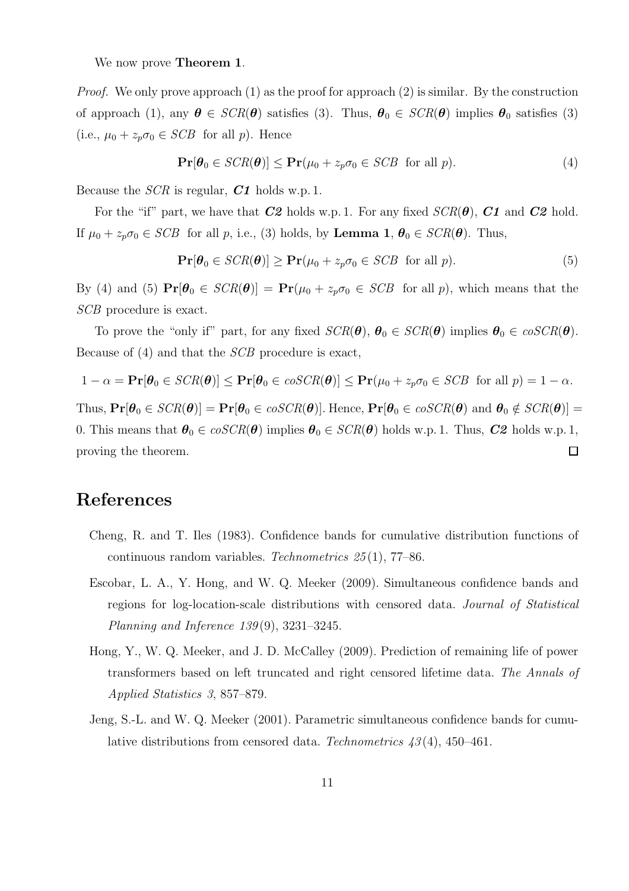We now prove **Theorem 1**.

*Proof.* We only prove approach (1) as the proof for approach (2) is similar. By the construction of approach (1), any $\boldsymbol{\theta} \in SCR(\boldsymbol{\theta})$ satisfies (3). Thus, $\boldsymbol{\theta}_0 \in SCR(\boldsymbol{\theta})$ implies $\boldsymbol{\theta}_0$ satisfies (3) (i.e., $\mu_0 + z_p\sigma_0 \in SCB$ for all $p$). Hence

$$\mathbf{Pr}[\boldsymbol{\theta}_0 \in SCR(\boldsymbol{\theta})] \leq \mathbf{Pr}(\mu_0 + z_p\sigma_0 \in SCB \text{ for all } p). \tag{4}$$

Because the $SCR$ is regular, ***C1*** holds w.p. 1.

For the "if" part, we have that ***C2*** holds w.p. 1. For any fixed $SCR(\boldsymbol{\theta})$, ***C1*** and ***C2*** hold. If $\mu_0 + z_p\sigma_0 \in SCB$ for all $p$, i.e., (3) holds, by **Lemma 1**, $\boldsymbol{\theta}_0 \in SCR(\boldsymbol{\theta})$. Thus,

$$\mathbf{Pr}[\boldsymbol{\theta}_0 \in SCR(\boldsymbol{\theta})] \geq \mathbf{Pr}(\mu_0 + z_p\sigma_0 \in SCB \text{ for all } p). \tag{5}$$

By (4) and (5) $\mathbf{Pr}[\boldsymbol{\theta}_0 \in SCR(\boldsymbol{\theta})] = \mathbf{Pr}(\mu_0 + z_p\sigma_0 \in SCB$ for all $p)$, which means that the $SCB$ procedure is exact.

To prove the "only if" part, for any fixed $SCR(\boldsymbol{\theta})$, $\boldsymbol{\theta}_0 \in SCR(\boldsymbol{\theta})$ implies $\boldsymbol{\theta}_0 \in coSCR(\boldsymbol{\theta})$. Because of (4) and that the $SCB$ procedure is exact,

$$1 - \alpha = \mathbf{Pr}[\boldsymbol{\theta}_0 \in SCR(\boldsymbol{\theta})] \leq \mathbf{Pr}[\boldsymbol{\theta}_0 \in coSCR(\boldsymbol{\theta})] \leq \mathbf{Pr}(\mu_0 + z_p\sigma_0 \in SCB \text{ for all } p) = 1 - \alpha.$$

Thus, $\mathbf{Pr}[\boldsymbol{\theta}_0 \in SCR(\boldsymbol{\theta})] = \mathbf{Pr}[\boldsymbol{\theta}_0 \in coSCR(\boldsymbol{\theta})]$. Hence, $\mathbf{Pr}[\boldsymbol{\theta}_0 \in coSCR(\boldsymbol{\theta})$ and $\boldsymbol{\theta}_0 \notin SCR(\boldsymbol{\theta})] = 0$. This means that $\boldsymbol{\theta}_0 \in coSCR(\boldsymbol{\theta})$ implies $\boldsymbol{\theta}_0 \in SCR(\boldsymbol{\theta})$ holds w.p. 1. Thus, ***C2*** holds w.p. 1, proving the theorem. □

# References

Cheng, R. and T. Iles (1983). Confidence bands for cumulative distribution functions of continuous random variables. *Technometrics 25*(1), 77–86.

Escobar, L. A., Y. Hong, and W. Q. Meeker (2009). Simultaneous confidence bands and regions for log-location-scale distributions with censored data. *Journal of Statistical Planning and Inference 139*(9), 3231–3245.

Hong, Y., W. Q. Meeker, and J. D. McCalley (2009). Prediction of remaining life of power transformers based on left truncated and right censored lifetime data. *The Annals of Applied Statistics 3*, 857–879.

Jeng, S.-L. and W. Q. Meeker (2001). Parametric simultaneous confidence bands for cumulative distributions from censored data. *Technometrics 43*(4), 450–461.